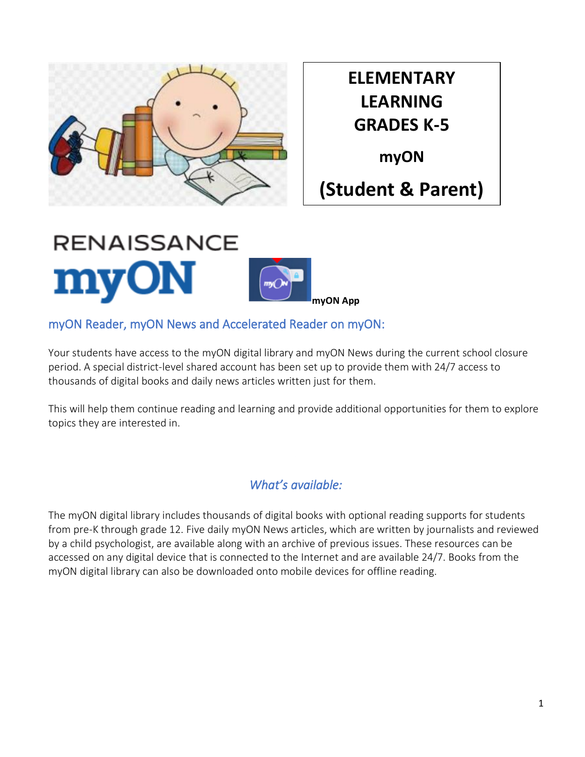# ELEMENTARY LEARNING GRADES K-5

## myON

## (Student & Parent)

RENAISSANCE myON

**myON App**

## myON Reader, myON News and Accelerated Reader on myON:

Your students have access to the myON digital library and myON News during the current school closure period. A special district-level shared account has been set up to provide them with 24/7 access to thousands of digital books and daily news articles written just for them.

This will help them continue reading and learning and provide additional opportunities for them to explore topics they are interested in.

### *What's available:*

The myON digital library includes thousands of digital books with optional reading supports for students from pre-K through grade 12. Five daily myON News articles, which are written by journalists and reviewed by a child psychologist, are available along with an archive of previous issues. These resources can be accessed on any digital device that is connected to the Internet and are available 24/7. Books from the myON digital library can also be downloaded onto mobile devices for offline reading.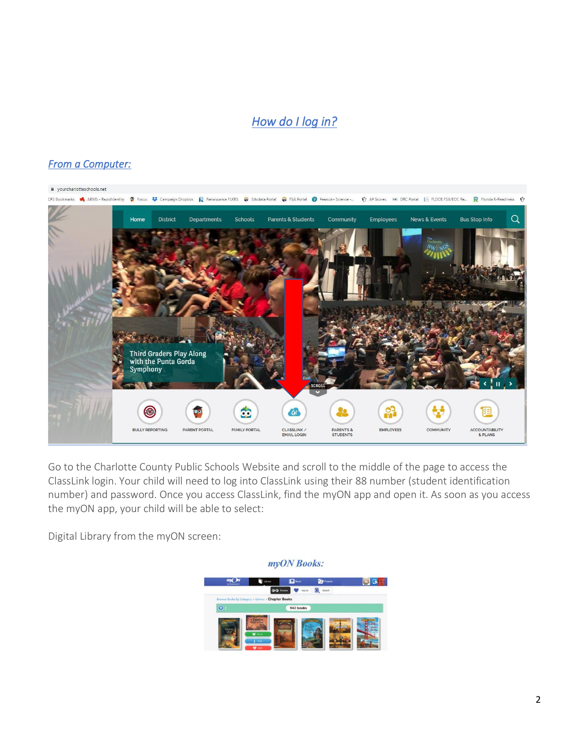## *How do I log in?*

### *From a Computer:*

Go to the Charlotte County Public Schools Website and scroll to the middle of the page to access the ClassLink login. Your child will need to log into ClassLink using their 88 number (student identification number) and password. Once you access ClassLink, find the myON app and open it. As soon as you access the myON app, your child will be able to select:

Digital Library from the myON screen:

***myON Books:***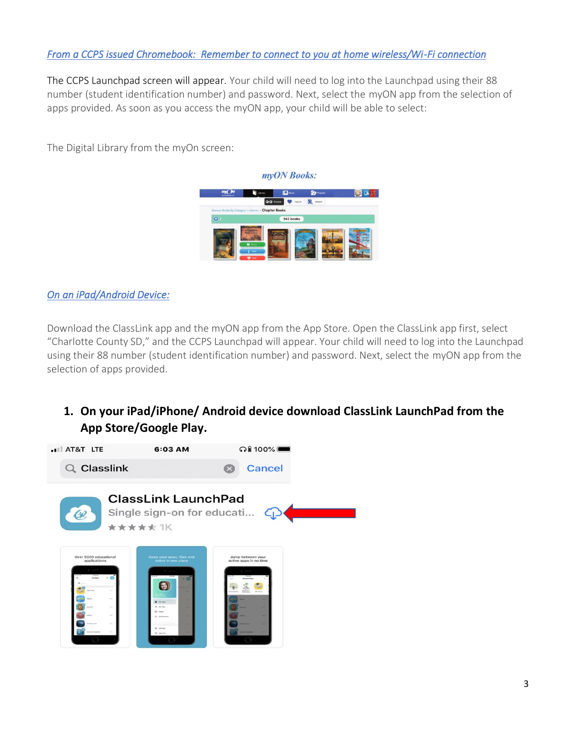*From a CCPS issued Chromebook: Remember to connect to you at home wireless/Wi-Fi connection*

The CCPS Launchpad screen will appear. Your child will need to log into the Launchpad using their 88 number (student identification number) and password. Next, select the myON app from the selection of apps provided. As soon as you access the myON app, your child will be able to select:

The Digital Library from the myOn screen:

*myON Books:*

*On an iPad/Android Device:*

Download the ClassLink app and the myON app from the App Store. Open the ClassLink app first, select "Charlotte County SD," and the CCPS Launchpad will appear. Your child will need to log into the Launchpad using their 88 number (student identification number) and password. Next, select the myON app from the selection of apps provided.

1. **On your iPad/iPhone/ Android device download ClassLink LaunchPad from the App Store/Google Play.**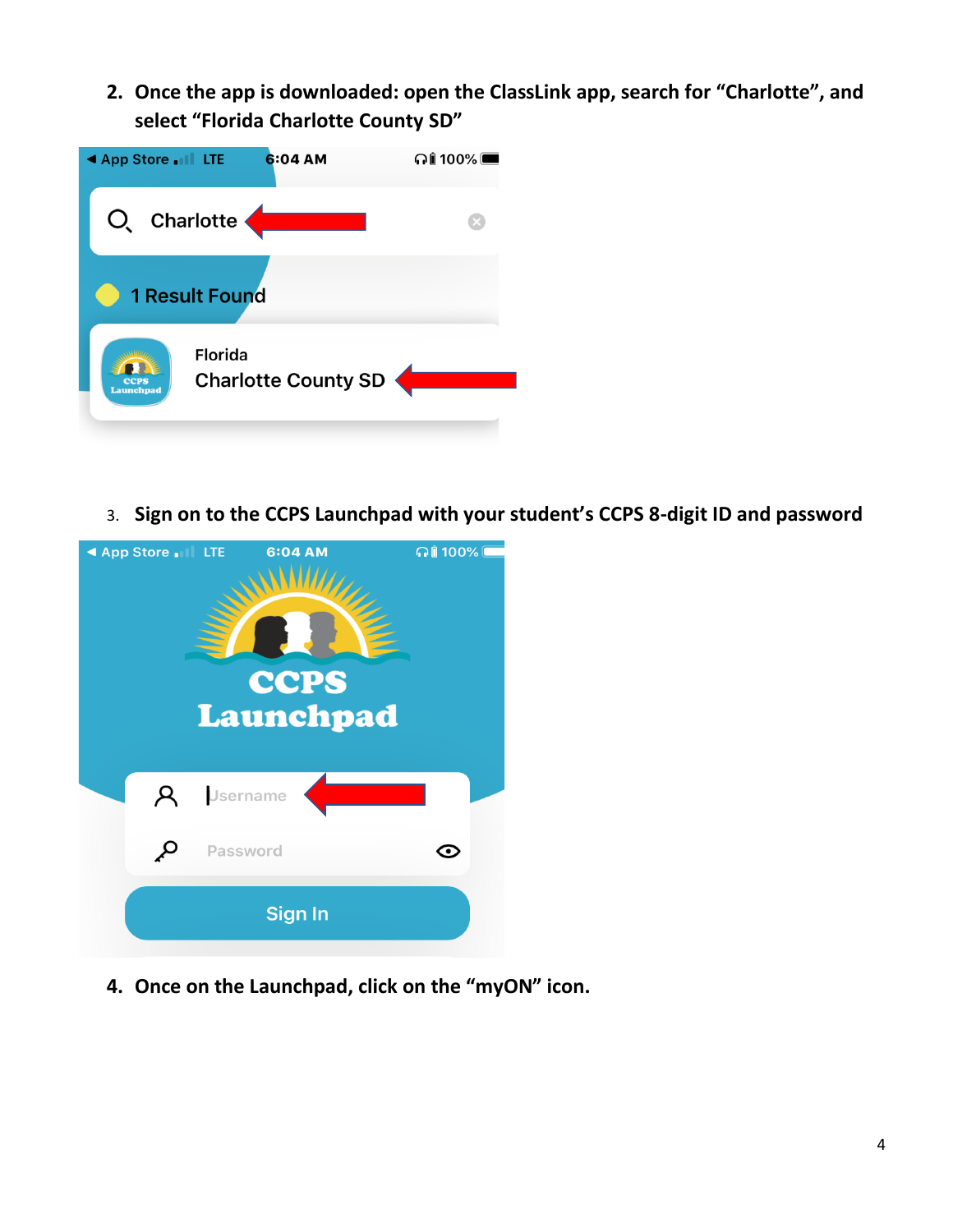2. Once the app is downloaded: open the ClassLink app, search for "Charlotte", and select "Florida Charlotte County SD"

3. Sign on to the CCPS Launchpad with your student's CCPS 8-digit ID and password

4. Once on the Launchpad, click on the "myON" icon.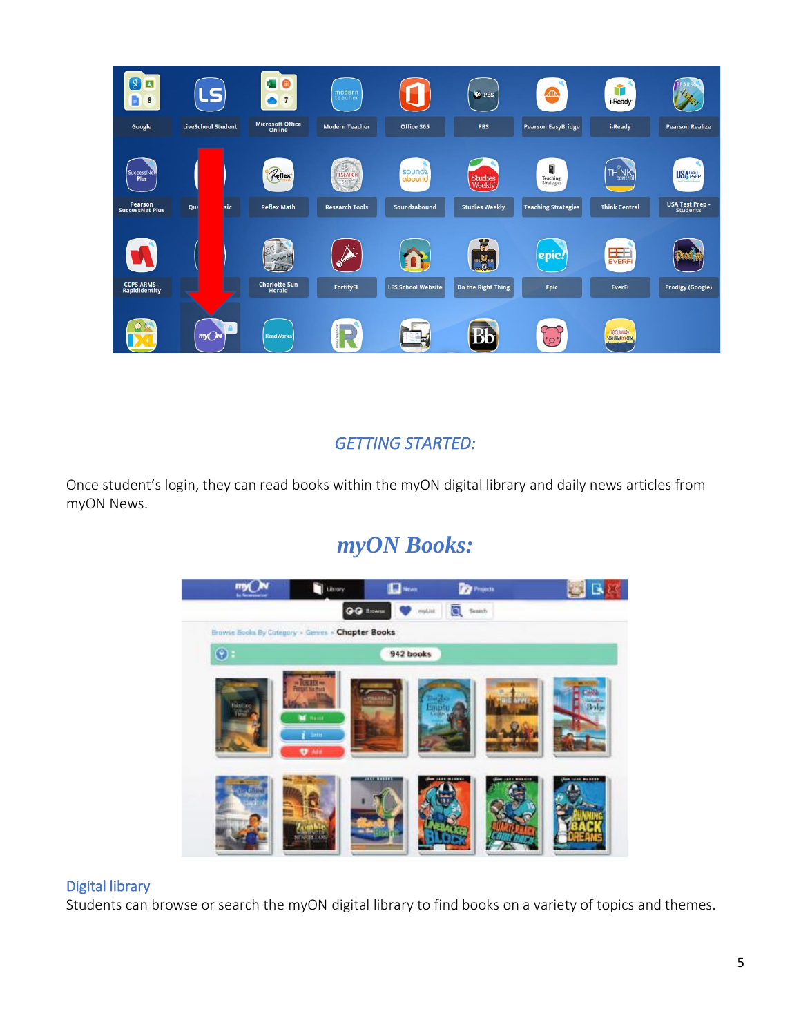## *GETTING STARTED:*

Once student's login, they can read books within the myON digital library and daily news articles from myON News.

## ***myON Books:***

### Digital library

Students can browse or search the myON digital library to find books on a variety of topics and themes.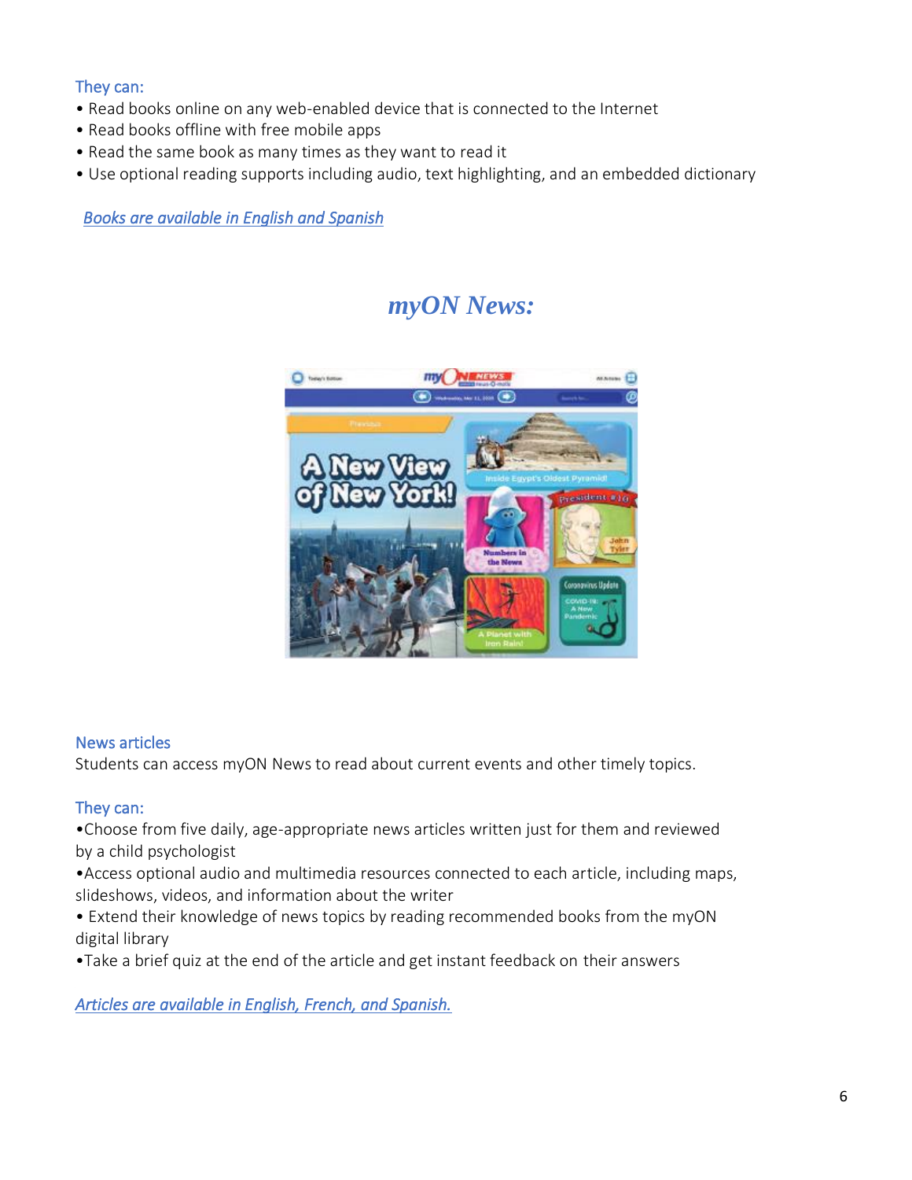They can:

- Read books online on any web-enabled device that is connected to the Internet
- Read books offline with free mobile apps
- Read the same book as many times as they want to read it
- Use optional reading supports including audio, text highlighting, and an embedded dictionary

*Books are available in English and Spanish*

## *myON News:*

News articles

Students can access myON News to read about current events and other timely topics.

They can:

- Choose from five daily, age-appropriate news articles written just for them and reviewed by a child psychologist
- Access optional audio and multimedia resources connected to each article, including maps, slideshows, videos, and information about the writer
- Extend their knowledge of news topics by reading recommended books from the myON digital library
- Take a brief quiz at the end of the article and get instant feedback on their answers

*Articles are available in English, French, and Spanish.*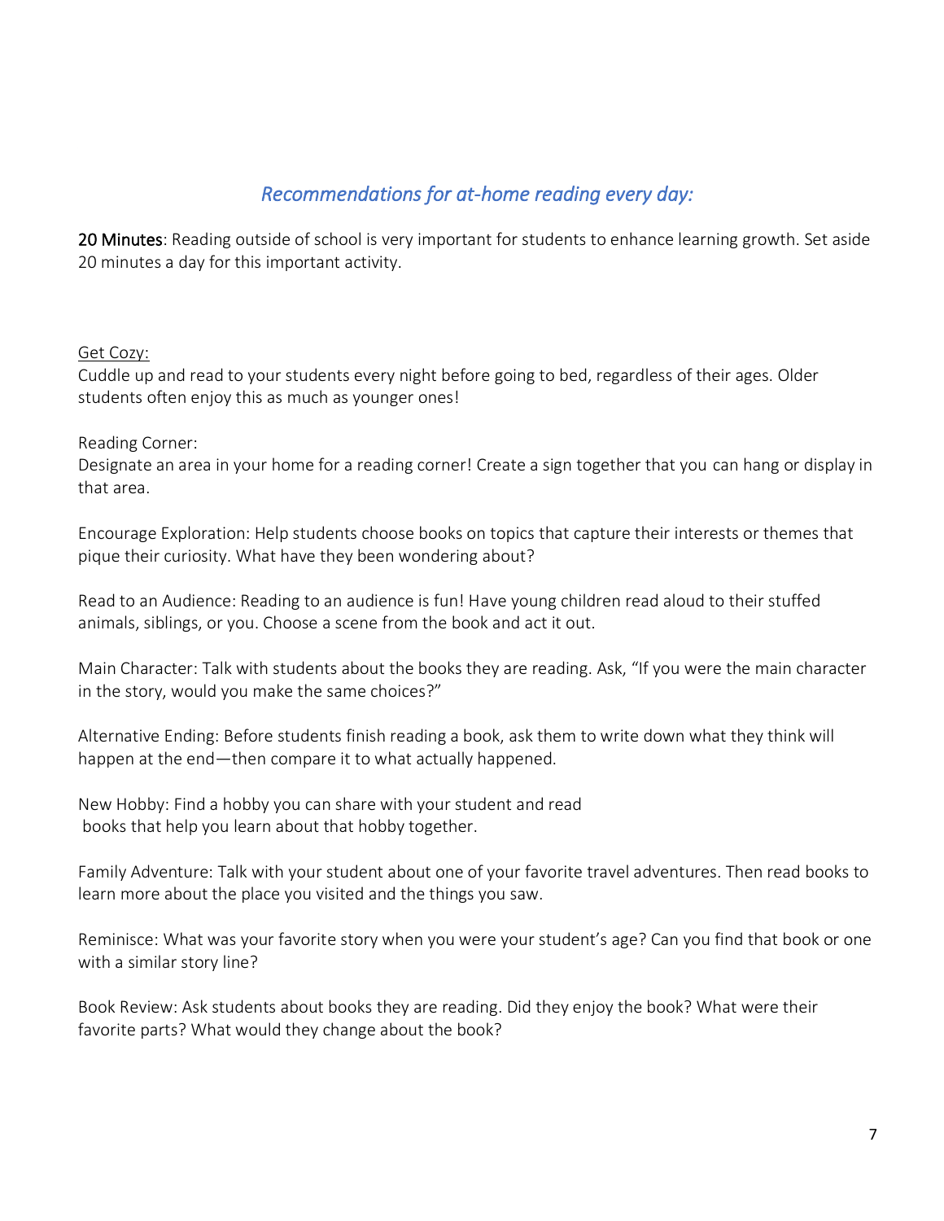## *Recommendations for at-home reading every day:*

20 Minutes: Reading outside of school is very important for students to enhance learning growth. Set aside 20 minutes a day for this important activity.

Get Cozy:
Cuddle up and read to your students every night before going to bed, regardless of their ages. Older students often enjoy this as much as younger ones!

Reading Corner:
Designate an area in your home for a reading corner! Create a sign together that you can hang or display in that area.

Encourage Exploration: Help students choose books on topics that capture their interests or themes that pique their curiosity. What have they been wondering about?

Read to an Audience: Reading to an audience is fun! Have young children read aloud to their stuffed animals, siblings, or you. Choose a scene from the book and act it out.

Main Character: Talk with students about the books they are reading. Ask, “If you were the main character in the story, would you make the same choices?”

Alternative Ending: Before students finish reading a book, ask them to write down what they think will happen at the end—then compare it to what actually happened.

New Hobby: Find a hobby you can share with your student and read books that help you learn about that hobby together.

Family Adventure: Talk with your student about one of your favorite travel adventures. Then read books to learn more about the place you visited and the things you saw.

Reminisce: What was your favorite story when you were your student’s age? Can you find that book or one with a similar story line?

Book Review: Ask students about books they are reading. Did they enjoy the book? What were their favorite parts? What would they change about the book?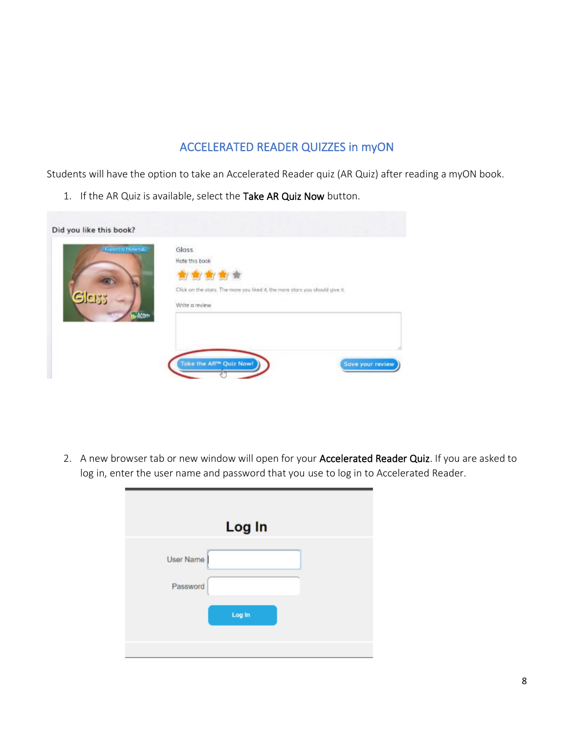## ACCELERATED READER QUIZZES in myON

Students will have the option to take an Accelerated Reader quiz (AR Quiz) after reading a myON book.

1. If the AR Quiz is available, select the **Take AR Quiz Now** button.

2. A new browser tab or new window will open for your **Accelerated Reader Quiz**. If you are asked to log in, enter the user name and password that you use to log in to Accelerated Reader.